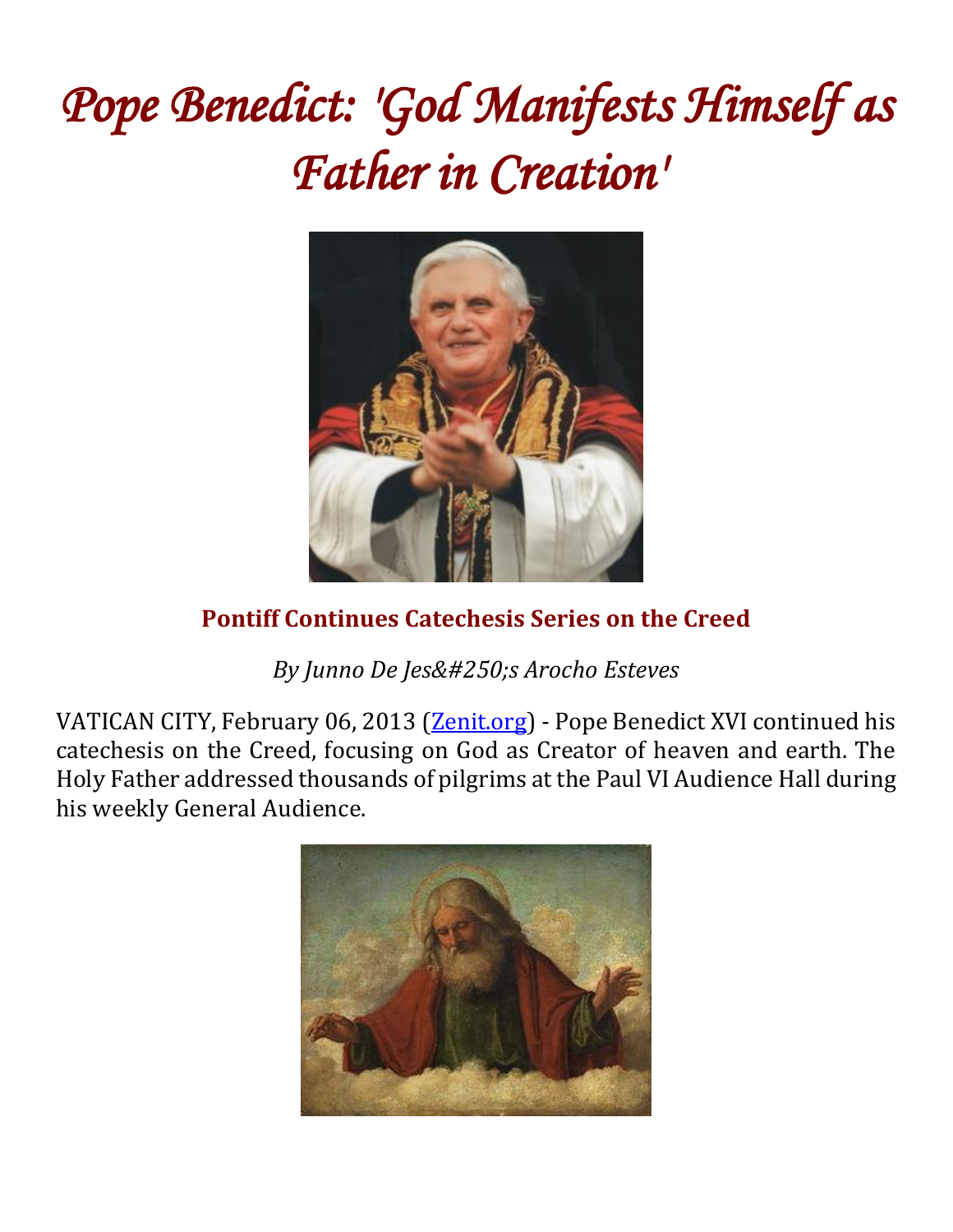# Pope Benedict: 'God Manifests Himself as Father in Creation'

**Pontiff Continues Catechesis Series on the Creed**

*By Junno De Jes&#250;s Arocho Esteves*

VATICAN CITY, February 06, 2013 (Zenit.org) - Pope Benedict XVI continued his catechesis on the Creed, focusing on God as Creator of heaven and earth. The Holy Father addressed thousands of pilgrims at the Paul VI Audience Hall during his weekly General Audience.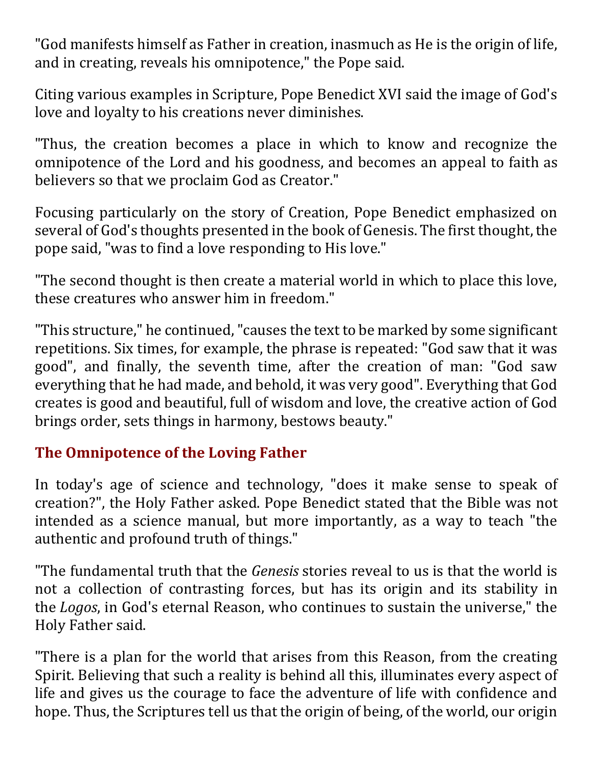"God manifests himself as Father in creation, inasmuch as He is the origin of life, and in creating, reveals his omnipotence," the Pope said.

Citing various examples in Scripture, Pope Benedict XVI said the image of God's love and loyalty to his creations never diminishes.

"Thus, the creation becomes a place in which to know and recognize the omnipotence of the Lord and his goodness, and becomes an appeal to faith as believers so that we proclaim God as Creator."

Focusing particularly on the story of Creation, Pope Benedict emphasized on several of God's thoughts presented in the book of Genesis. The first thought, the pope said, "was to find a love responding to His love."

"The second thought is then create a material world in which to place this love, these creatures who answer him in freedom."

"This structure," he continued, "causes the text to be marked by some significant repetitions. Six times, for example, the phrase is repeated: "God saw that it was good", and finally, the seventh time, after the creation of man: "God saw everything that he had made, and behold, it was very good". Everything that God creates is good and beautiful, full of wisdom and love, the creative action of God brings order, sets things in harmony, bestows beauty."

## The Omnipotence of the Loving Father

In today's age of science and technology, "does it make sense to speak of creation?", the Holy Father asked. Pope Benedict stated that the Bible was not intended as a science manual, but more importantly, as a way to teach "the authentic and profound truth of things."

"The fundamental truth that the *Genesis* stories reveal to us is that the world is not a collection of contrasting forces, but has its origin and its stability in the *Logos*, in God's eternal Reason, who continues to sustain the universe," the Holy Father said.

"There is a plan for the world that arises from this Reason, from the creating Spirit. Believing that such a reality is behind all this, illuminates every aspect of life and gives us the courage to face the adventure of life with confidence and hope. Thus, the Scriptures tell us that the origin of being, of the world, our origin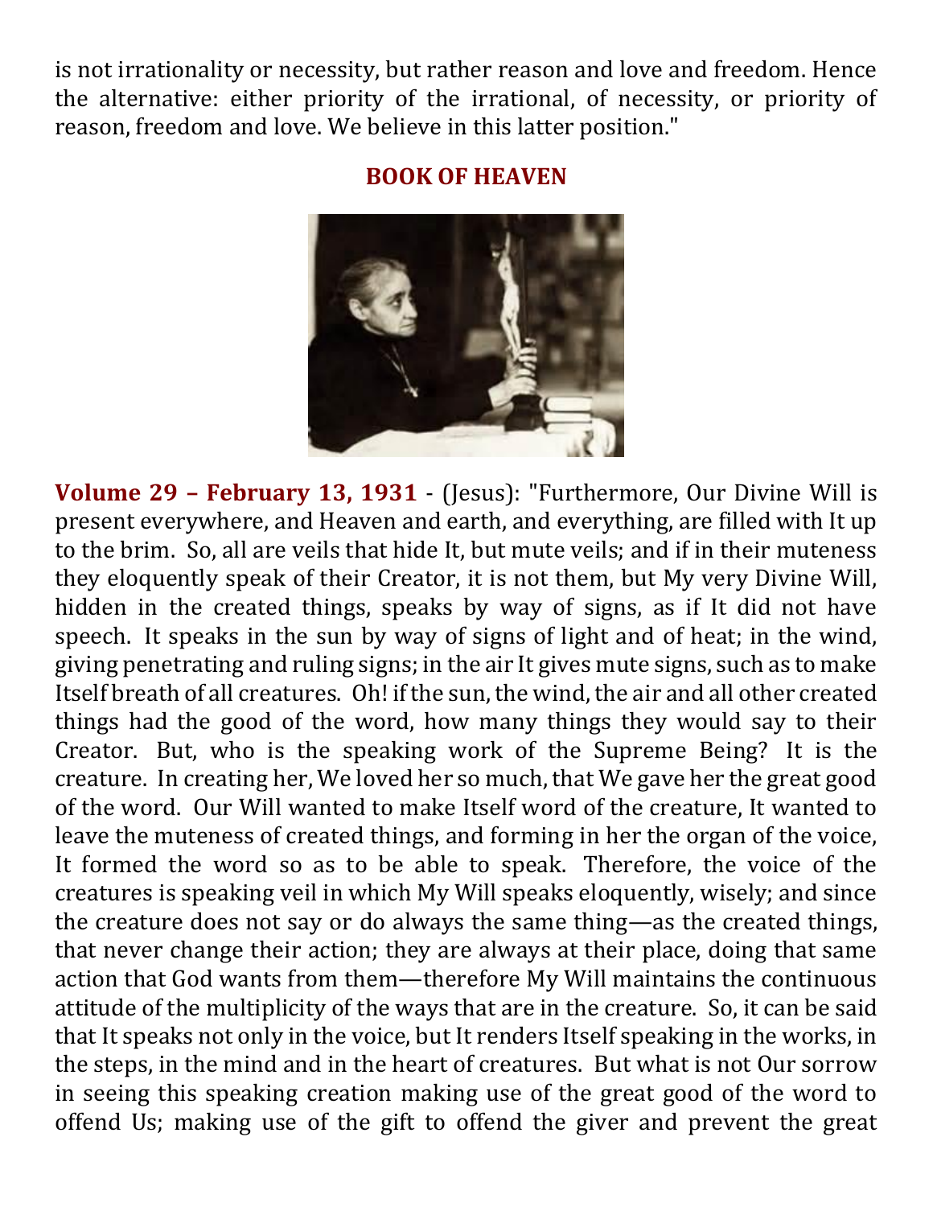is not irrationality or necessity, but rather reason and love and freedom. Hence the alternative: either priority of the irrational, of necessity, or priority of reason, freedom and love. We believe in this latter position."

## BOOK OF HEAVEN

**Volume 29 – February 13, 1931** - (Jesus): "Furthermore, Our Divine Will is present everywhere, and Heaven and earth, and everything, are filled with It up to the brim. So, all are veils that hide It, but mute veils; and if in their muteness they eloquently speak of their Creator, it is not them, but My very Divine Will, hidden in the created things, speaks by way of signs, as if It did not have speech. It speaks in the sun by way of signs of light and of heat; in the wind, giving penetrating and ruling signs; in the air It gives mute signs, such as to make Itself breath of all creatures. Oh! if the sun, the wind, the air and all other created things had the good of the word, how many things they would say to their Creator. But, who is the speaking work of the Supreme Being? It is the creature. In creating her, We loved her so much, that We gave her the great good of the word. Our Will wanted to make Itself word of the creature, It wanted to leave the muteness of created things, and forming in her the organ of the voice, It formed the word so as to be able to speak. Therefore, the voice of the creatures is speaking veil in which My Will speaks eloquently, wisely; and since the creature does not say or do always the same thing—as the created things, that never change their action; they are always at their place, doing that same action that God wants from them—therefore My Will maintains the continuous attitude of the multiplicity of the ways that are in the creature. So, it can be said that It speaks not only in the voice, but It renders Itself speaking in the works, in the steps, in the mind and in the heart of creatures. But what is not Our sorrow in seeing this speaking creation making use of the great good of the word to offend Us; making use of the gift to offend the giver and prevent the great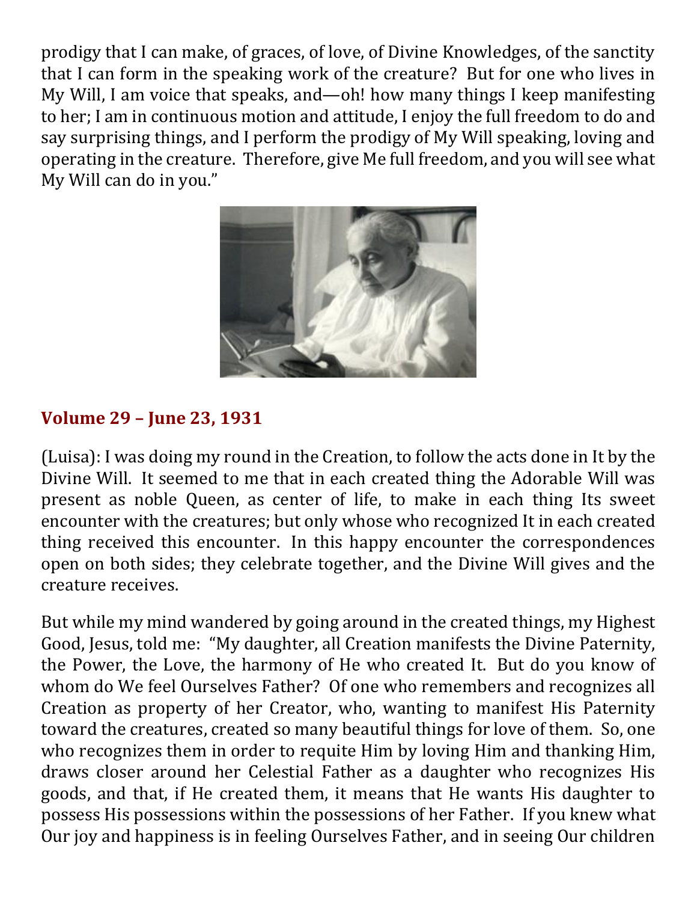prodigy that I can make, of graces, of love, of Divine Knowledges, of the sanctity that I can form in the speaking work of the creature? But for one who lives in My Will, I am voice that speaks, and—oh! how many things I keep manifesting to her; I am in continuous motion and attitude, I enjoy the full freedom to do and say surprising things, and I perform the prodigy of My Will speaking, loving and operating in the creature. Therefore, give Me full freedom, and you will see what My Will can do in you."

### Volume 29 – June 23, 1931

(Luisa): I was doing my round in the Creation, to follow the acts done in It by the Divine Will. It seemed to me that in each created thing the Adorable Will was present as noble Queen, as center of life, to make in each thing Its sweet encounter with the creatures; but only whose who recognized It in each created thing received this encounter. In this happy encounter the correspondences open on both sides; they celebrate together, and the Divine Will gives and the creature receives.

But while my mind wandered by going around in the created things, my Highest Good, Jesus, told me: "My daughter, all Creation manifests the Divine Paternity, the Power, the Love, the harmony of He who created It. But do you know of whom do We feel Ourselves Father? Of one who remembers and recognizes all Creation as property of her Creator, who, wanting to manifest His Paternity toward the creatures, created so many beautiful things for love of them. So, one who recognizes them in order to requite Him by loving Him and thanking Him, draws closer around her Celestial Father as a daughter who recognizes His goods, and that, if He created them, it means that He wants His daughter to possess His possessions within the possessions of her Father. If you knew what Our joy and happiness is in feeling Ourselves Father, and in seeing Our children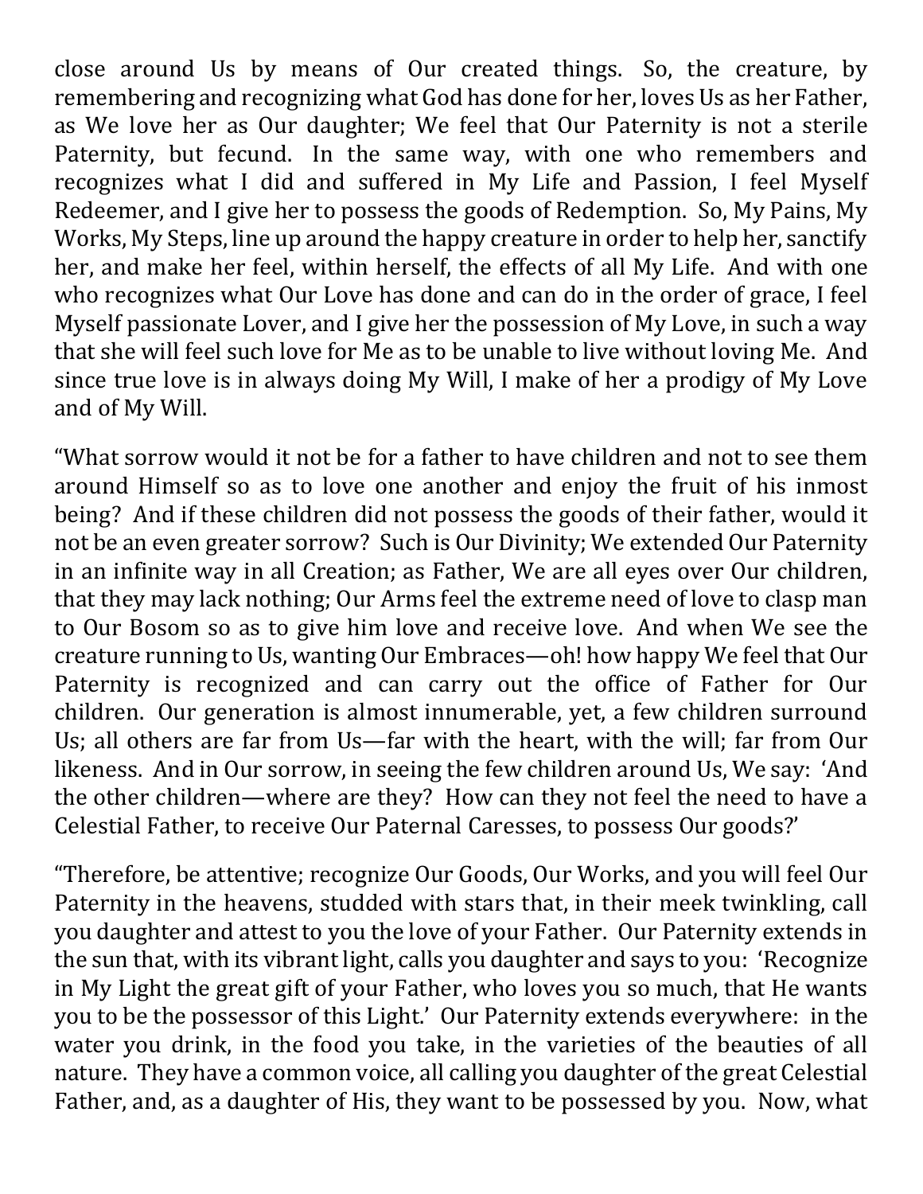close around Us by means of Our created things. So, the creature, by remembering and recognizing what God has done for her, loves Us as her Father, as We love her as Our daughter; We feel that Our Paternity is not a sterile Paternity, but fecund. In the same way, with one who remembers and recognizes what I did and suffered in My Life and Passion, I feel Myself Redeemer, and I give her to possess the goods of Redemption. So, My Pains, My Works, My Steps, line up around the happy creature in order to help her, sanctify her, and make her feel, within herself, the effects of all My Life. And with one who recognizes what Our Love has done and can do in the order of grace, I feel Myself passionate Lover, and I give her the possession of My Love, in such a way that she will feel such love for Me as to be unable to live without loving Me. And since true love is in always doing My Will, I make of her a prodigy of My Love and of My Will.

"What sorrow would it not be for a father to have children and not to see them around Himself so as to love one another and enjoy the fruit of his inmost being? And if these children did not possess the goods of their father, would it not be an even greater sorrow? Such is Our Divinity; We extended Our Paternity in an infinite way in all Creation; as Father, We are all eyes over Our children, that they may lack nothing; Our Arms feel the extreme need of love to clasp man to Our Bosom so as to give him love and receive love. And when We see the creature running to Us, wanting Our Embraces—oh! how happy We feel that Our Paternity is recognized and can carry out the office of Father for Our children. Our generation is almost innumerable, yet, a few children surround Us; all others are far from Us—far with the heart, with the will; far from Our likeness. And in Our sorrow, in seeing the few children around Us, We say: 'And the other children—where are they? How can they not feel the need to have a Celestial Father, to receive Our Paternal Caresses, to possess Our goods?'

"Therefore, be attentive; recognize Our Goods, Our Works, and you will feel Our Paternity in the heavens, studded with stars that, in their meek twinkling, call you daughter and attest to you the love of your Father. Our Paternity extends in the sun that, with its vibrant light, calls you daughter and says to you: 'Recognize in My Light the great gift of your Father, who loves you so much, that He wants you to be the possessor of this Light.' Our Paternity extends everywhere: in the water you drink, in the food you take, in the varieties of the beauties of all nature. They have a common voice, all calling you daughter of the great Celestial Father, and, as a daughter of His, they want to be possessed by you. Now, what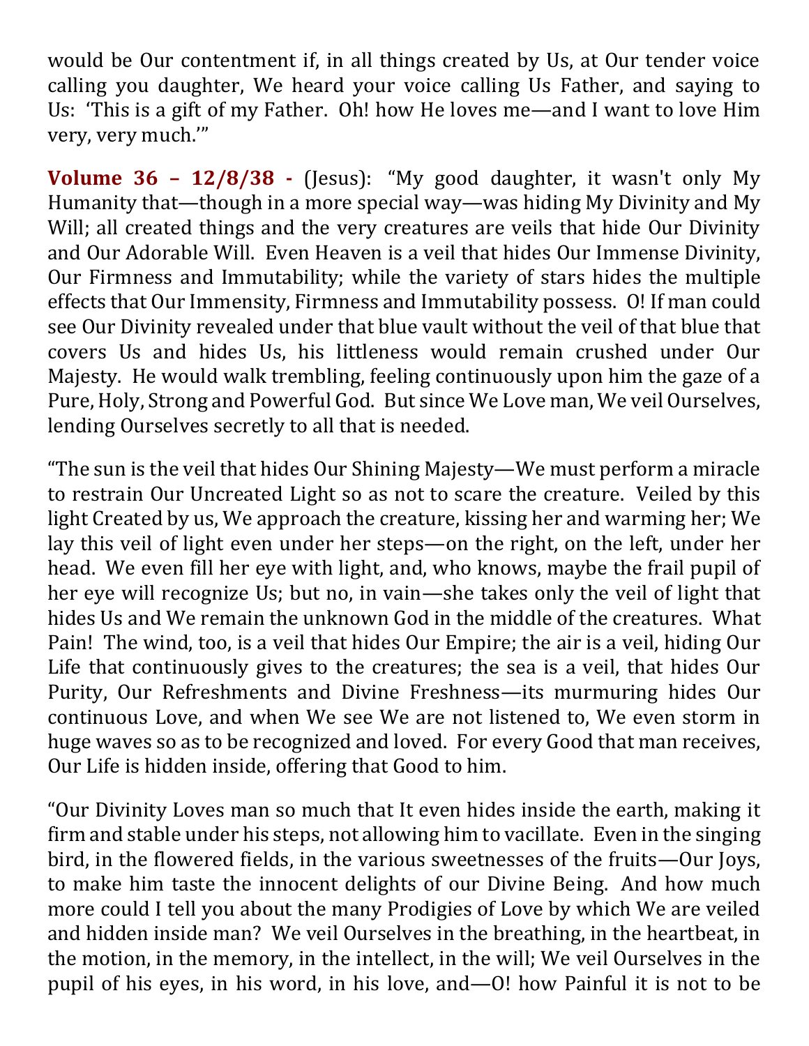would be Our contentment if, in all things created by Us, at Our tender voice calling you daughter, We heard your voice calling Us Father, and saying to Us: 'This is a gift of my Father. Oh! how He loves me—and I want to love Him very, very much.'"

**Volume 36 – 12/8/38 -** (Jesus): "My good daughter, it wasn't only My Humanity that—though in a more special way—was hiding My Divinity and My Will; all created things and the very creatures are veils that hide Our Divinity and Our Adorable Will. Even Heaven is a veil that hides Our Immense Divinity, Our Firmness and Immutability; while the variety of stars hides the multiple effects that Our Immensity, Firmness and Immutability possess. O! If man could see Our Divinity revealed under that blue vault without the veil of that blue that covers Us and hides Us, his littleness would remain crushed under Our Majesty. He would walk trembling, feeling continuously upon him the gaze of a Pure, Holy, Strong and Powerful God. But since We Love man, We veil Ourselves, lending Ourselves secretly to all that is needed.

"The sun is the veil that hides Our Shining Majesty—We must perform a miracle to restrain Our Uncreated Light so as not to scare the creature. Veiled by this light Created by us, We approach the creature, kissing her and warming her; We lay this veil of light even under her steps—on the right, on the left, under her head. We even fill her eye with light, and, who knows, maybe the frail pupil of her eye will recognize Us; but no, in vain—she takes only the veil of light that hides Us and We remain the unknown God in the middle of the creatures. What Pain! The wind, too, is a veil that hides Our Empire; the air is a veil, hiding Our Life that continuously gives to the creatures; the sea is a veil, that hides Our Purity, Our Refreshments and Divine Freshness—its murmuring hides Our continuous Love, and when We see We are not listened to, We even storm in huge waves so as to be recognized and loved. For every Good that man receives, Our Life is hidden inside, offering that Good to him.

"Our Divinity Loves man so much that It even hides inside the earth, making it firm and stable under his steps, not allowing him to vacillate. Even in the singing bird, in the flowered fields, in the various sweetnesses of the fruits—Our Joys, to make him taste the innocent delights of our Divine Being. And how much more could I tell you about the many Prodigies of Love by which We are veiled and hidden inside man? We veil Ourselves in the breathing, in the heartbeat, in the motion, in the memory, in the intellect, in the will; We veil Ourselves in the pupil of his eyes, in his word, in his love, and—O! how Painful it is not to be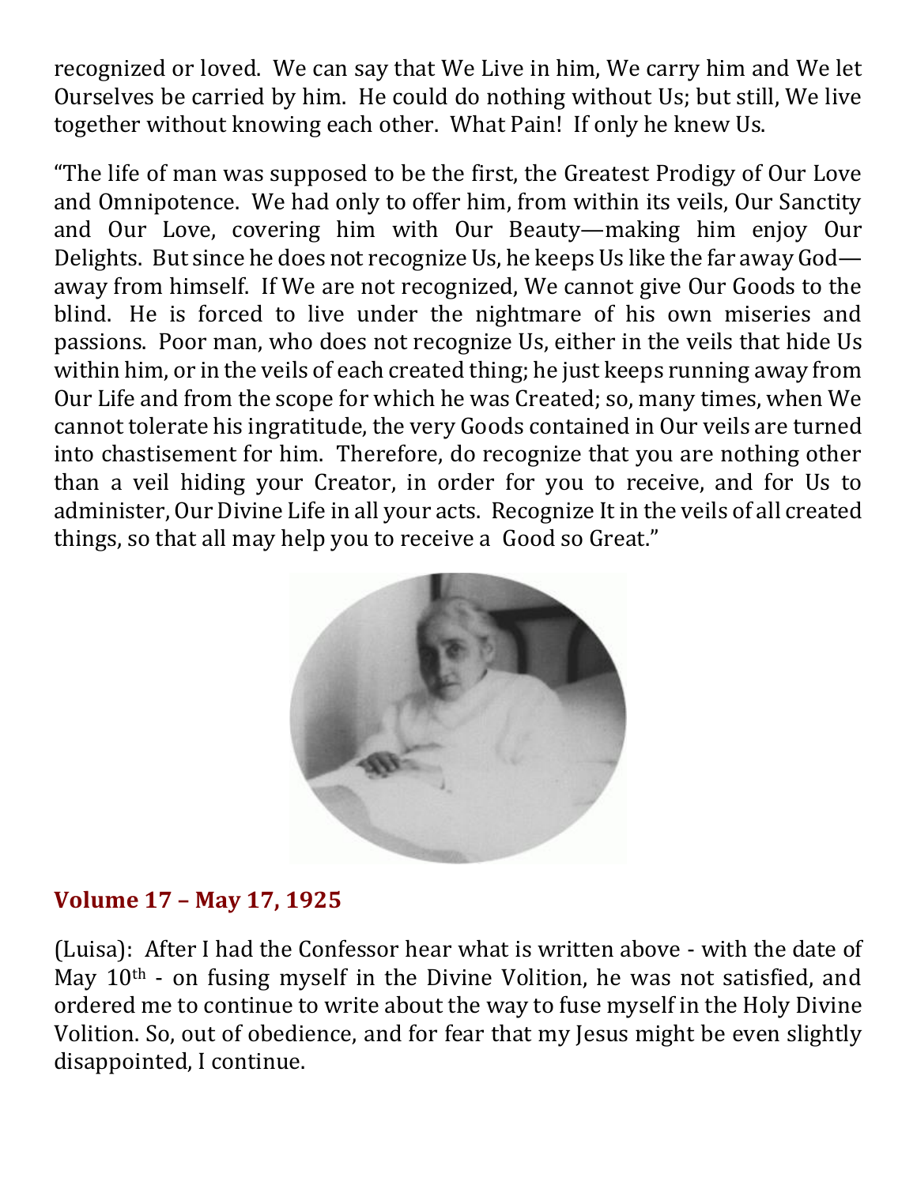recognized or loved. We can say that We Live in him, We carry him and We let Ourselves be carried by him. He could do nothing without Us; but still, We live together without knowing each other. What Pain! If only he knew Us.

"The life of man was supposed to be the first, the Greatest Prodigy of Our Love and Omnipotence. We had only to offer him, from within its veils, Our Sanctity and Our Love, covering him with Our Beauty—making him enjoy Our Delights. But since he does not recognize Us, he keeps Us like the far away God—away from himself. If We are not recognized, We cannot give Our Goods to the blind. He is forced to live under the nightmare of his own miseries and passions. Poor man, who does not recognize Us, either in the veils that hide Us within him, or in the veils of each created thing; he just keeps running away from Our Life and from the scope for which he was Created; so, many times, when We cannot tolerate his ingratitude, the very Goods contained in Our veils are turned into chastisement for him. Therefore, do recognize that you are nothing other than a veil hiding your Creator, in order for you to receive, and for Us to administer, Our Divine Life in all your acts. Recognize It in the veils of all created things, so that all may help you to receive a Good so Great."

## Volume 17 – May 17, 1925

(Luisa): After I had the Confessor hear what is written above - with the date of May 10th - on fusing myself in the Divine Volition, he was not satisfied, and ordered me to continue to write about the way to fuse myself in the Holy Divine Volition. So, out of obedience, and for fear that my Jesus might be even slightly disappointed, I continue.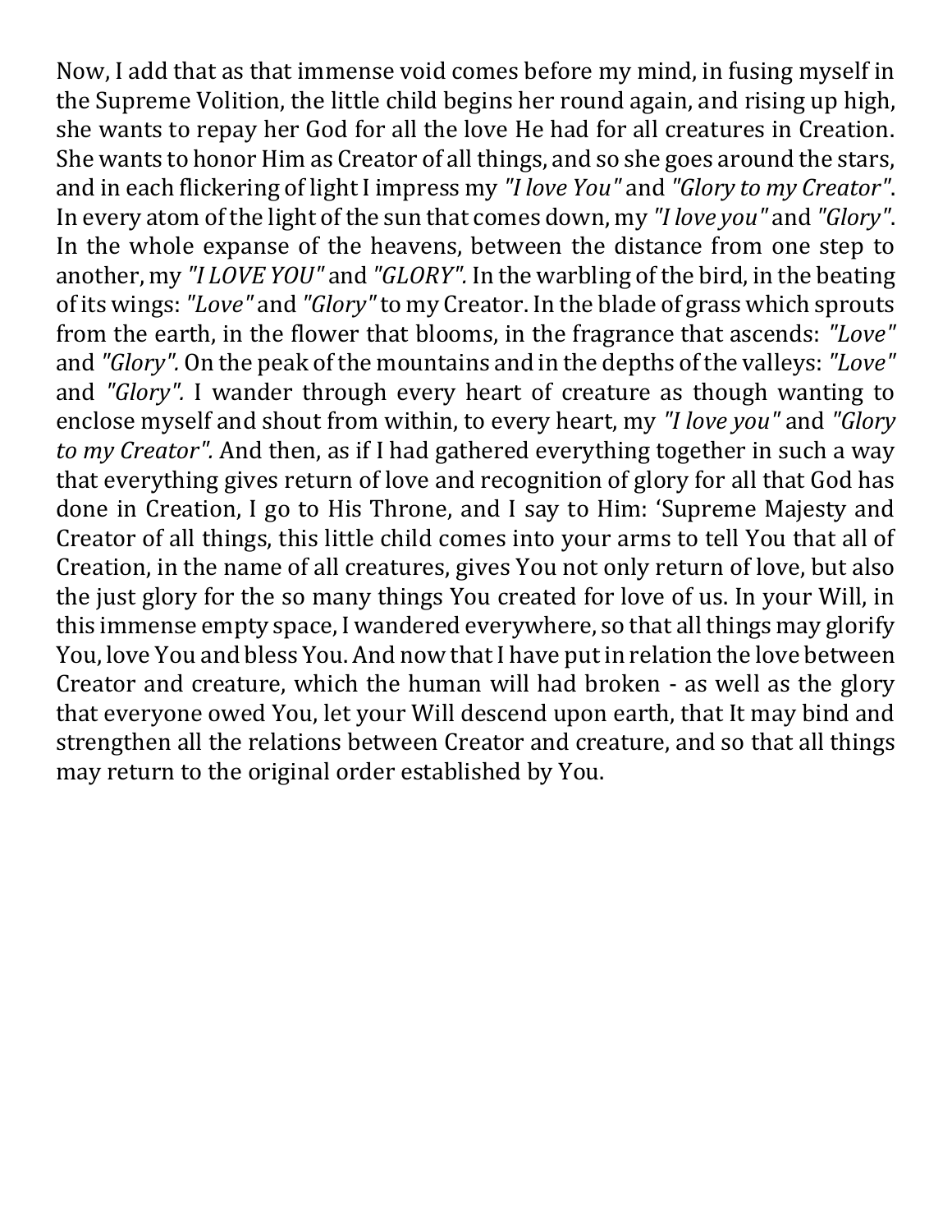Now, I add that as that immense void comes before my mind, in fusing myself in the Supreme Volition, the little child begins her round again, and rising up high, she wants to repay her God for all the love He had for all creatures in Creation. She wants to honor Him as Creator of all things, and so she goes around the stars, and in each flickering of light I impress my *"I love You"* and *"Glory to my Creator"*. In every atom of the light of the sun that comes down, my *"I love you"* and *"Glory"*. In the whole expanse of the heavens, between the distance from one step to another, my *"I LOVE YOU"* and *"GLORY".* In the warbling of the bird, in the beating of its wings: *"Love"* and *"Glory"* to my Creator. In the blade of grass which sprouts from the earth, in the flower that blooms, in the fragrance that ascends: *"Love"* and *"Glory".* On the peak of the mountains and in the depths of the valleys: *"Love"* and *"Glory".* I wander through every heart of creature as though wanting to enclose myself and shout from within, to every heart, my *"I love you"* and *"Glory to my Creator".* And then, as if I had gathered everything together in such a way that everything gives return of love and recognition of glory for all that God has done in Creation, I go to His Throne, and I say to Him: 'Supreme Majesty and Creator of all things, this little child comes into your arms to tell You that all of Creation, in the name of all creatures, gives You not only return of love, but also the just glory for the so many things You created for love of us. In your Will, in this immense empty space, I wandered everywhere, so that all things may glorify You, love You and bless You. And now that I have put in relation the love between Creator and creature, which the human will had broken - as well as the glory that everyone owed You, let your Will descend upon earth, that It may bind and strengthen all the relations between Creator and creature, and so that all things may return to the original order established by You.